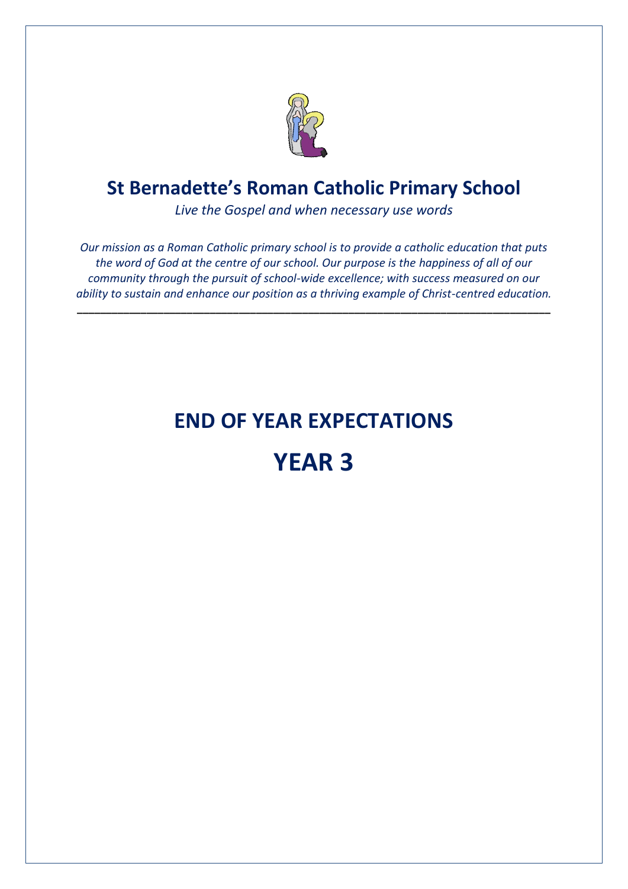# St Bernadette's Roman Catholic Primary School

*Live the Gospel and when necessary use words*

*Our mission as a Roman Catholic primary school is to provide a catholic education that puts the word of God at the centre of our school. Our purpose is the happiness of all of our community through the pursuit of school-wide excellence; with success measured on our ability to sustain and enhance our position as a thriving example of Christ-centred education.*

---

# END OF YEAR EXPECTATIONS

# YEAR 3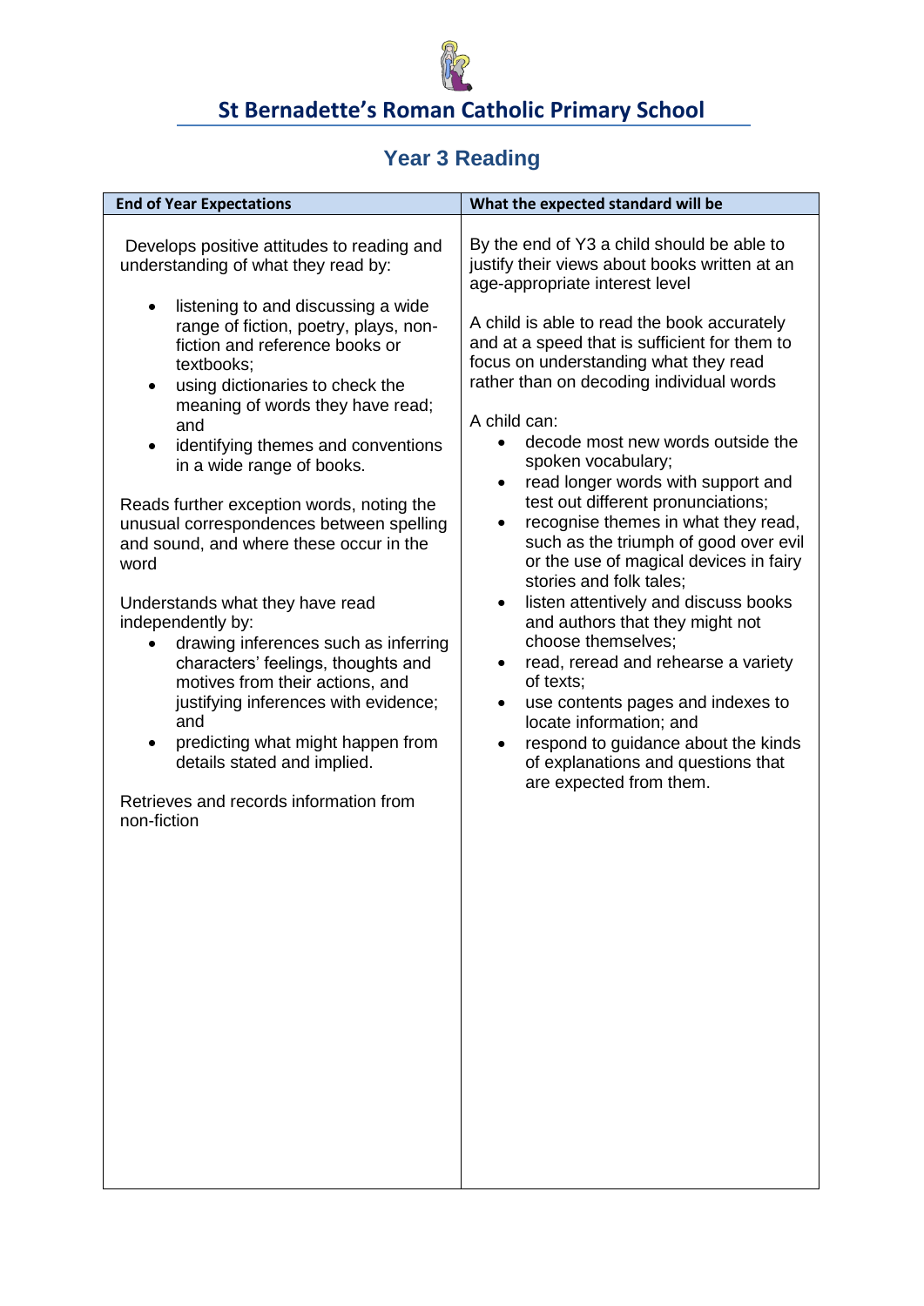# St Bernadette's Roman Catholic Primary School

## Year 3 Reading

| End of Year Expectations | What the expected standard will be |
|---|---|
| Develops positive attitudes to reading and understanding of what they read by:<br><ul><li>listening to and discussing a wide range of fiction, poetry, plays, non-fiction and reference books or textbooks;</li><li>using dictionaries to check the meaning of words they have read; and</li><li>identifying themes and conventions in a wide range of books.</li></ul>Reads further exception words, noting the unusual correspondences between spelling and sound, and where these occur in the word<br><br>Understands what they have read independently by:<br><ul><li>drawing inferences such as inferring characters' feelings, thoughts and motives from their actions, and justifying inferences with evidence; and</li><li>predicting what might happen from details stated and implied.</li></ul>Retrieves and records information from non-fiction | By the end of Y3 a child should be able to justify their views about books written at an age-appropriate interest level<br><br>A child is able to read the book accurately and at a speed that is sufficient for them to focus on understanding what they read rather than on decoding individual words<br><br>A child can:<br><ul><li>decode most new words outside the spoken vocabulary;</li><li>read longer words with support and test out different pronunciations;</li><li>recognise themes in what they read, such as the triumph of good over evil or the use of magical devices in fairy stories and folk tales;</li><li>listen attentively and discuss books and authors that they might not choose themselves;</li><li>read, reread and rehearse a variety of texts;</li><li>use contents pages and indexes to locate information; and</li><li>respond to guidance about the kinds of explanations and questions that are expected from them.</li></ul> |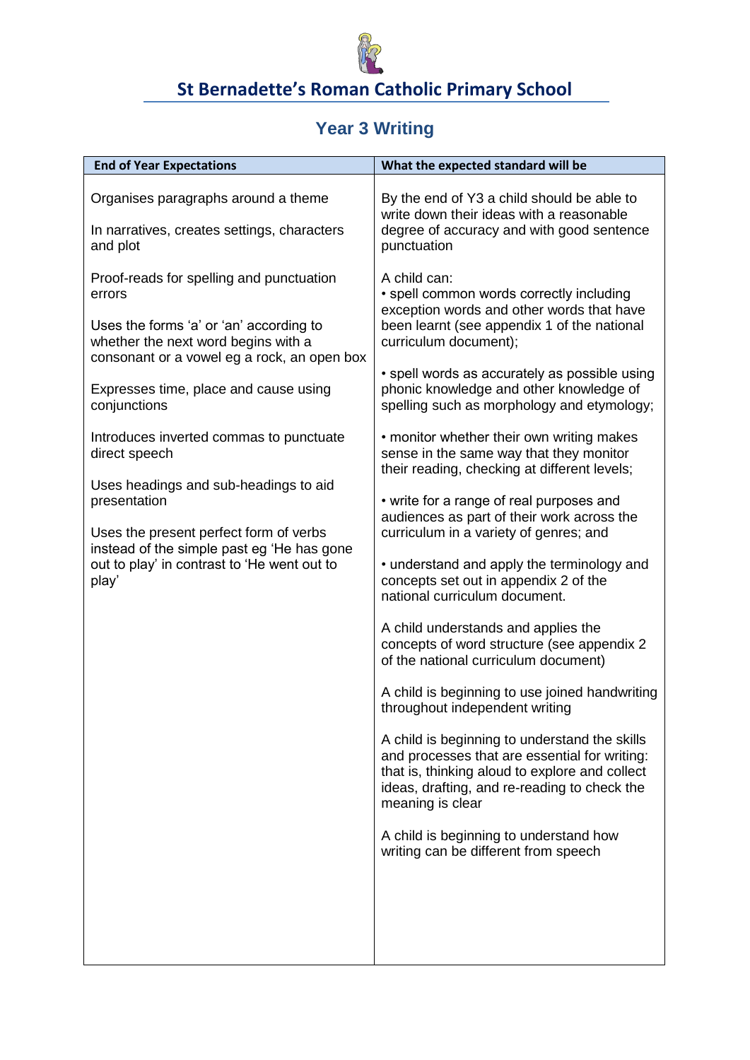# St Bernadette's Roman Catholic Primary School

## Year 3 Writing

| End of Year Expectations | What the expected standard will be |
|---|---|
| Organises paragraphs around a theme<br><br>In narratives, creates settings, characters and plot<br><br>Proof-reads for spelling and punctuation errors<br><br>Uses the forms 'a' or 'an' according to whether the next word begins with a consonant or a vowel eg a rock, an open box<br><br>Expresses time, place and cause using conjunctions<br><br>Introduces inverted commas to punctuate direct speech<br><br>Uses headings and sub-headings to aid presentation<br><br>Uses the present perfect form of verbs instead of the simple past eg 'He has gone out to play' in contrast to 'He went out to play' | By the end of Y3 a child should be able to write down their ideas with a reasonable degree of accuracy and with good sentence punctuation<br><br>A child can:<br>• spell common words correctly including exception words and other words that have been learnt (see appendix 1 of the national curriculum document);<br><br>• spell words as accurately as possible using phonic knowledge and other knowledge of spelling such as morphology and etymology;<br><br>• monitor whether their own writing makes sense in the same way that they monitor their reading, checking at different levels;<br><br>• write for a range of real purposes and audiences as part of their work across the curriculum in a variety of genres; and<br><br>• understand and apply the terminology and concepts set out in appendix 2 of the national curriculum document.<br><br>A child understands and applies the concepts of word structure (see appendix 2 of the national curriculum document)<br><br>A child is beginning to use joined handwriting throughout independent writing<br><br>A child is beginning to understand the skills and processes that are essential for writing: that is, thinking aloud to explore and collect ideas, drafting, and re-reading to check the meaning is clear<br><br>A child is beginning to understand how writing can be different from speech |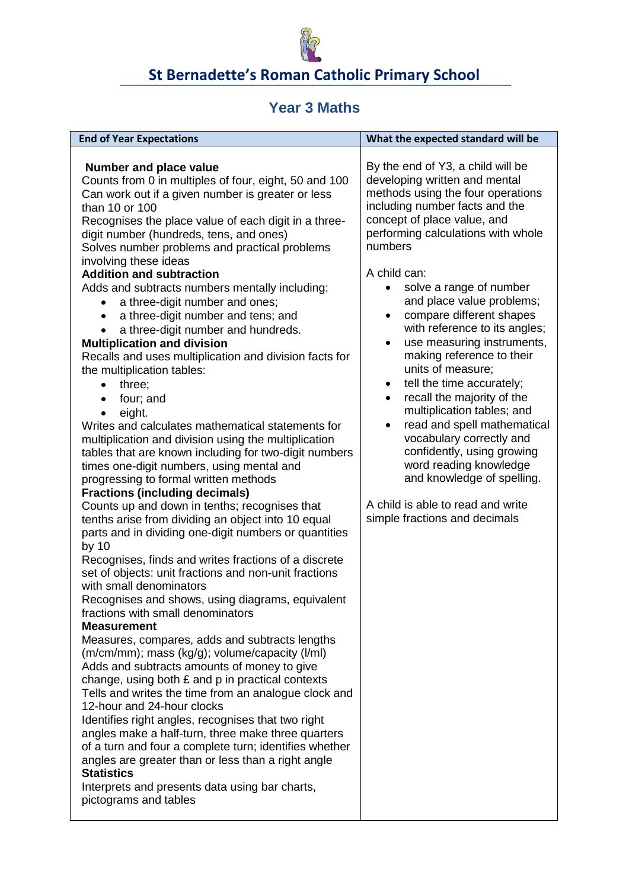## St Bernadette's Roman Catholic Primary School

### Year 3 Maths

| End of Year Expectations | What the expected standard will be |
|---|---|
| **Number and place value**<br>Counts from 0 in multiples of four, eight, 50 and 100<br>Can work out if a given number is greater or less than 10 or 100<br>Recognises the place value of each digit in a three-digit number (hundreds, tens, and ones)<br>Solves number problems and practical problems involving these ideas<br>**Addition and subtraction**<br>Adds and subtracts numbers mentally including:<br>• a three-digit number and ones;<br>• a three-digit number and tens; and<br>• a three-digit number and hundreds.<br>**Multiplication and division**<br>Recalls and uses multiplication and division facts for the multiplication tables:<br>• three;<br>• four; and<br>• eight.<br>Writes and calculates mathematical statements for multiplication and division using the multiplication tables that are known including for two-digit numbers times one-digit numbers, using mental and progressing to formal written methods<br>**Fractions (including decimals)**<br>Counts up and down in tenths; recognises that tenths arise from dividing an object into 10 equal parts and in dividing one-digit numbers or quantities by 10<br>Recognises, finds and writes fractions of a discrete set of objects: unit fractions and non-unit fractions with small denominators<br>Recognises and shows, using diagrams, equivalent fractions with small denominators<br>**Measurement**<br>Measures, compares, adds and subtracts lengths (m/cm/mm); mass (kg/g); volume/capacity (l/ml)<br>Adds and subtracts amounts of money to give change, using both £ and p in practical contexts<br>Tells and writes the time from an analogue clock and 12-hour and 24-hour clocks<br>Identifies right angles, recognises that two right angles make a half-turn, three make three quarters of a turn and four a complete turn; identifies whether angles are greater than or less than a right angle<br>**Statistics**<br>Interprets and presents data using bar charts, pictograms and tables | By the end of Y3, a child will be developing written and mental methods using the four operations including number facts and the concept of place value, and performing calculations with whole numbers<br><br>A child can:<br>• solve a range of number and place value problems;<br>• compare different shapes with reference to its angles;<br>• use measuring instruments, making reference to their units of measure;<br>• tell the time accurately;<br>• recall the majority of the multiplication tables; and<br>• read and spell mathematical vocabulary correctly and confidently, using growing word reading knowledge and knowledge of spelling.<br><br>A child is able to read and write simple fractions and decimals |